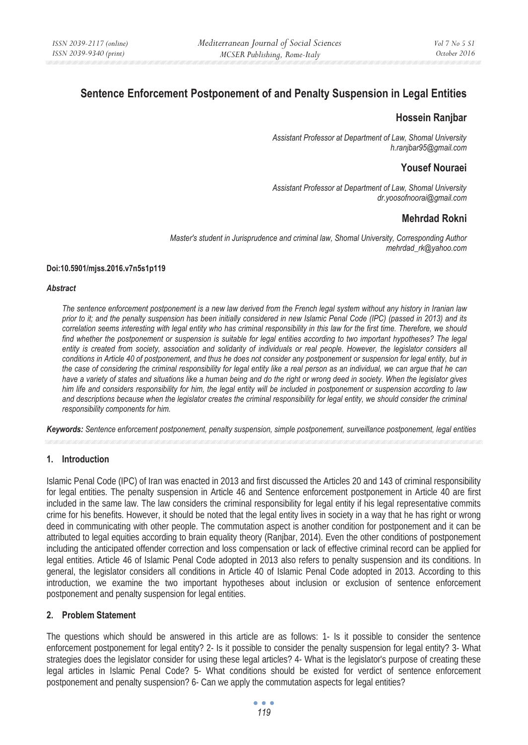# Sentence Enforcement Postponement of and Penalty Suspension in Legal Entities

## Hossein Ranjbar

*Assistant Professor at Department of Law, Shomal University*
*h.ranjbar95@gmail.com*

## Yousef Nouraei

*Assistant Professor at Department of Law, Shomal University*
*dr.yoosofnoorai@gmail.com*

## Mehrdad Rokni

*Master's student in Jurisprudence and criminal law, Shomal University, Corresponding Author*
*mehrdad_rk@yahoo.com*

**Doi:10.5901/mjss.2016.v7n5s1p119**

***Abstract***

*The sentence enforcement postponement is a new law derived from the French legal system without any history in Iranian law prior to it; and the penalty suspension has been initially considered in new Islamic Penal Code (IPC) (passed in 2013) and its correlation seems interesting with legal entity who has criminal responsibility in this law for the first time. Therefore, we should find whether the postponement or suspension is suitable for legal entities according to two important hypotheses? The legal entity is created from society, association and solidarity of individuals or real people. However, the legislator considers all conditions in Article 40 of postponement, and thus he does not consider any postponement or suspension for legal entity, but in the case of considering the criminal responsibility for legal entity like a real person as an individual, we can argue that he can have a variety of states and situations like a human being and do the right or wrong deed in society. When the legislator gives him life and considers responsibility for him, the legal entity will be included in postponement or suspension according to law and descriptions because when the legislator creates the criminal responsibility for legal entity, we should consider the criminal responsibility components for him.*

***Keywords:*** *Sentence enforcement postponement, penalty suspension, simple postponement, surveillance postponement, legal entities*

## 1. Introduction

Islamic Penal Code (IPC) of Iran was enacted in 2013 and first discussed the Articles 20 and 143 of criminal responsibility for legal entities. The penalty suspension in Article 46 and Sentence enforcement postponement in Article 40 are first included in the same law. The law considers the criminal responsibility for legal entity if his legal representative commits crime for his benefits. However, it should be noted that the legal entity lives in society in a way that he has right or wrong deed in communicating with other people. The commutation aspect is another condition for postponement and it can be attributed to legal equities according to brain equality theory (Ranjbar, 2014). Even the other conditions of postponement including the anticipated offender correction and loss compensation or lack of effective criminal record can be applied for legal entities. Article 46 of Islamic Penal Code adopted in 2013 also refers to penalty suspension and its conditions. In general, the legislator considers all conditions in Article 40 of Islamic Penal Code adopted in 2013. According to this introduction, we examine the two important hypotheses about inclusion or exclusion of sentence enforcement postponement and penalty suspension for legal entities.

## 2. Problem Statement

The questions which should be answered in this article are as follows: 1- Is it possible to consider the sentence enforcement postponement for legal entity? 2- Is it possible to consider the penalty suspension for legal entity? 3- What strategies does the legislator consider for using these legal articles? 4- What is the legislator's purpose of creating these legal articles in Islamic Penal Code? 5- What conditions should be existed for verdict of sentence enforcement postponement and penalty suspension? 6- Can we apply the commutation aspects for legal entities?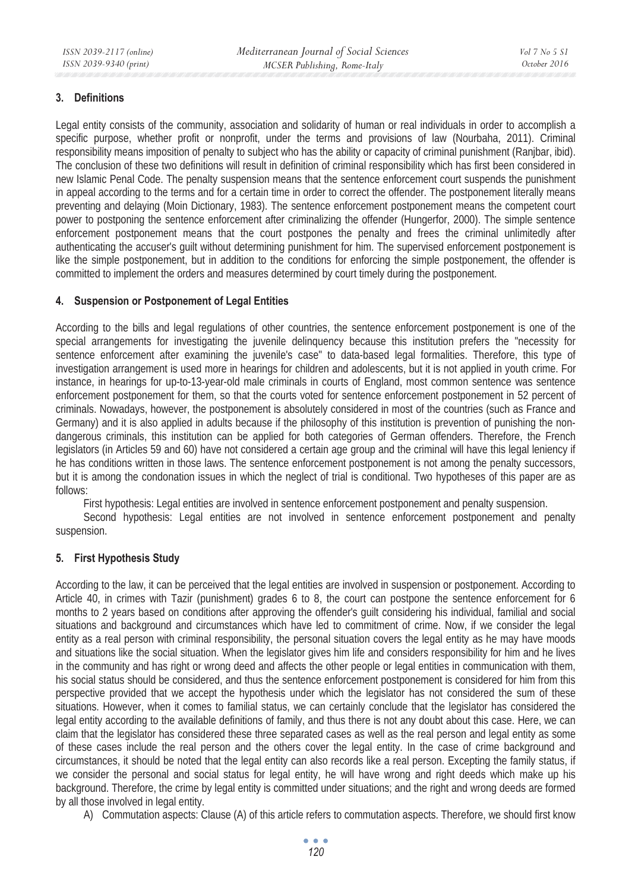## 3. Definitions

Legal entity consists of the community, association and solidarity of human or real individuals in order to accomplish a specific purpose, whether profit or nonprofit, under the terms and provisions of law (Nourbaha, 2011). Criminal responsibility means imposition of penalty to subject who has the ability or capacity of criminal punishment (Ranjbar, ibid). The conclusion of these two definitions will result in definition of criminal responsibility which has first been considered in new Islamic Penal Code. The penalty suspension means that the sentence enforcement court suspends the punishment in appeal according to the terms and for a certain time in order to correct the offender. The postponement literally means preventing and delaying (Moin Dictionary, 1983). The sentence enforcement postponement means the competent court power to postponing the sentence enforcement after criminalizing the offender (Hungerfor, 2000). The simple sentence enforcement postponement means that the court postpones the penalty and frees the criminal unlimitedly after authenticating the accuser's guilt without determining punishment for him. The supervised enforcement postponement is like the simple postponement, but in addition to the conditions for enforcing the simple postponement, the offender is committed to implement the orders and measures determined by court timely during the postponement.

## 4. Suspension or Postponement of Legal Entities

According to the bills and legal regulations of other countries, the sentence enforcement postponement is one of the special arrangements for investigating the juvenile delinquency because this institution prefers the "necessity for sentence enforcement after examining the juvenile's case" to data-based legal formalities. Therefore, this type of investigation arrangement is used more in hearings for children and adolescents, but it is not applied in youth crime. For instance, in hearings for up-to-13-year-old male criminals in courts of England, most common sentence was sentence enforcement postponement for them, so that the courts voted for sentence enforcement postponement in 52 percent of criminals. Nowadays, however, the postponement is absolutely considered in most of the countries (such as France and Germany) and it is also applied in adults because if the philosophy of this institution is prevention of punishing the non-dangerous criminals, this institution can be applied for both categories of German offenders. Therefore, the French legislators (in Articles 59 and 60) have not considered a certain age group and the criminal will have this legal leniency if he has conditions written in those laws. The sentence enforcement postponement is not among the penalty successors, but it is among the condonation issues in which the neglect of trial is conditional. Two hypotheses of this paper are as follows:

First hypothesis: Legal entities are involved in sentence enforcement postponement and penalty suspension.

Second hypothesis: Legal entities are not involved in sentence enforcement postponement and penalty suspension.

## 5. First Hypothesis Study

According to the law, it can be perceived that the legal entities are involved in suspension or postponement. According to Article 40, in crimes with Tazir (punishment) grades 6 to 8, the court can postpone the sentence enforcement for 6 months to 2 years based on conditions after approving the offender's guilt considering his individual, familial and social situations and background and circumstances which have led to commitment of crime. Now, if we consider the legal entity as a real person with criminal responsibility, the personal situation covers the legal entity as he may have moods and situations like the social situation. When the legislator gives him life and considers responsibility for him and he lives in the community and has right or wrong deed and affects the other people or legal entities in communication with them, his social status should be considered, and thus the sentence enforcement postponement is considered for him from this perspective provided that we accept the hypothesis under which the legislator has not considered the sum of these situations. However, when it comes to familial status, we can certainly conclude that the legislator has considered the legal entity according to the available definitions of family, and thus there is not any doubt about this case. Here, we can claim that the legislator has considered these three separated cases as well as the real person and legal entity as some of these cases include the real person and the others cover the legal entity. In the case of crime background and circumstances, it should be noted that the legal entity can also records like a real person. Excepting the family status, if we consider the personal and social status for legal entity, he will have wrong and right deeds which make up his background. Therefore, the crime by legal entity is committed under situations; and the right and wrong deeds are formed by all those involved in legal entity.

A) Commutation aspects: Clause (A) of this article refers to commutation aspects. Therefore, we should first know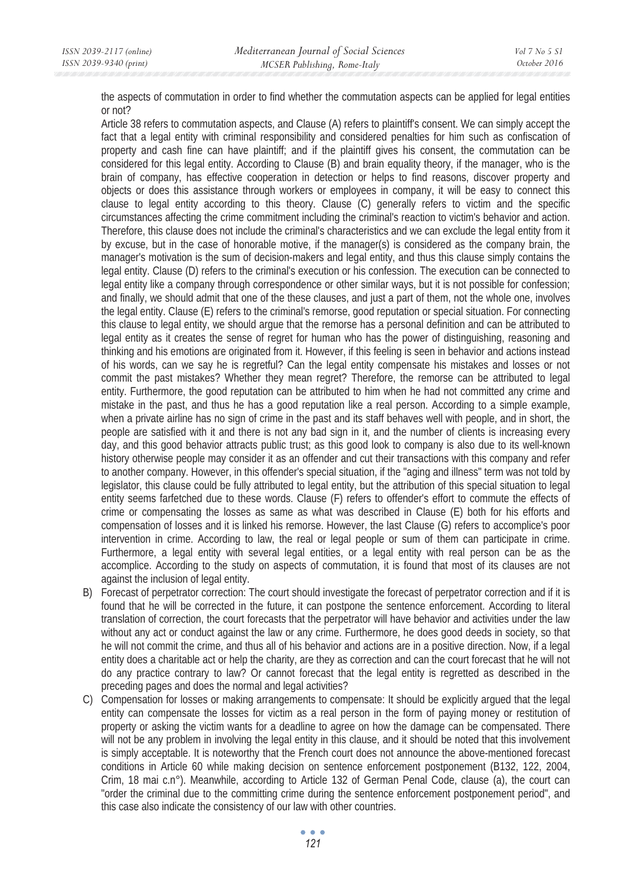the aspects of commutation in order to find whether the commutation aspects can be applied for legal entities or not?

Article 38 refers to commutation aspects, and Clause (A) refers to plaintiff's consent. We can simply accept the fact that a legal entity with criminal responsibility and considered penalties for him such as confiscation of property and cash fine can have plaintiff; and if the plaintiff gives his consent, the commutation can be considered for this legal entity. According to Clause (B) and brain equality theory, if the manager, who is the brain of company, has effective cooperation in detection or helps to find reasons, discover property and objects or does this assistance through workers or employees in company, it will be easy to connect this clause to legal entity according to this theory. Clause (C) generally refers to victim and the specific circumstances affecting the crime commitment including the criminal's reaction to victim's behavior and action. Therefore, this clause does not include the criminal's characteristics and we can exclude the legal entity from it by excuse, but in the case of honorable motive, if the manager(s) is considered as the company brain, the manager's motivation is the sum of decision-makers and legal entity, and thus this clause simply contains the legal entity. Clause (D) refers to the criminal's execution or his confession. The execution can be connected to legal entity like a company through correspondence or other similar ways, but it is not possible for confession; and finally, we should admit that one of the these clauses, and just a part of them, not the whole one, involves the legal entity. Clause (E) refers to the criminal's remorse, good reputation or special situation. For connecting this clause to legal entity, we should argue that the remorse has a personal definition and can be attributed to legal entity as it creates the sense of regret for human who has the power of distinguishing, reasoning and thinking and his emotions are originated from it. However, if this feeling is seen in behavior and actions instead of his words, can we say he is regretful? Can the legal entity compensate his mistakes and losses or not commit the past mistakes? Whether they mean regret? Therefore, the remorse can be attributed to legal entity. Furthermore, the good reputation can be attributed to him when he had not committed any crime and mistake in the past, and thus he has a good reputation like a real person. According to a simple example, when a private airline has no sign of crime in the past and its staff behaves well with people, and in short, the people are satisfied with it and there is not any bad sign in it, and the number of clients is increasing every day, and this good behavior attracts public trust; as this good look to company is also due to its well-known history otherwise people may consider it as an offender and cut their transactions with this company and refer to another company. However, in this offender's special situation, if the "aging and illness" term was not told by legislator, this clause could be fully attributed to legal entity, but the attribution of this special situation to legal entity seems farfetched due to these words. Clause (F) refers to offender's effort to commute the effects of crime or compensating the losses as same as what was described in Clause (E) both for his efforts and compensation of losses and it is linked his remorse. However, the last Clause (G) refers to accomplice's poor intervention in crime. According to law, the real or legal people or sum of them can participate in crime. Furthermore, a legal entity with several legal entities, or a legal entity with real person can be as the accomplice. According to the study on aspects of commutation, it is found that most of its clauses are not against the inclusion of legal entity.

B) Forecast of perpetrator correction: The court should investigate the forecast of perpetrator correction and if it is found that he will be corrected in the future, it can postpone the sentence enforcement. According to literal translation of correction, the court forecasts that the perpetrator will have behavior and activities under the law without any act or conduct against the law or any crime. Furthermore, he does good deeds in society, so that he will not commit the crime, and thus all of his behavior and actions are in a positive direction. Now, if a legal entity does a charitable act or help the charity, are they as correction and can the court forecast that he will not do any practice contrary to law? Or cannot forecast that the legal entity is regretted as described in the preceding pages and does the normal and legal activities?

C) Compensation for losses or making arrangements to compensate: It should be explicitly argued that the legal entity can compensate the losses for victim as a real person in the form of paying money or restitution of property or asking the victim wants for a deadline to agree on how the damage can be compensated. There will not be any problem in involving the legal entity in this clause, and it should be noted that this involvement is simply acceptable. It is noteworthy that the French court does not announce the above-mentioned forecast conditions in Article 60 while making decision on sentence enforcement postponement (B132, 122, 2004, Crim, 18 mai c.n°). Meanwhile, according to Article 132 of German Penal Code, clause (a), the court can "order the criminal due to the committing crime during the sentence enforcement postponement period", and this case also indicate the consistency of our law with other countries.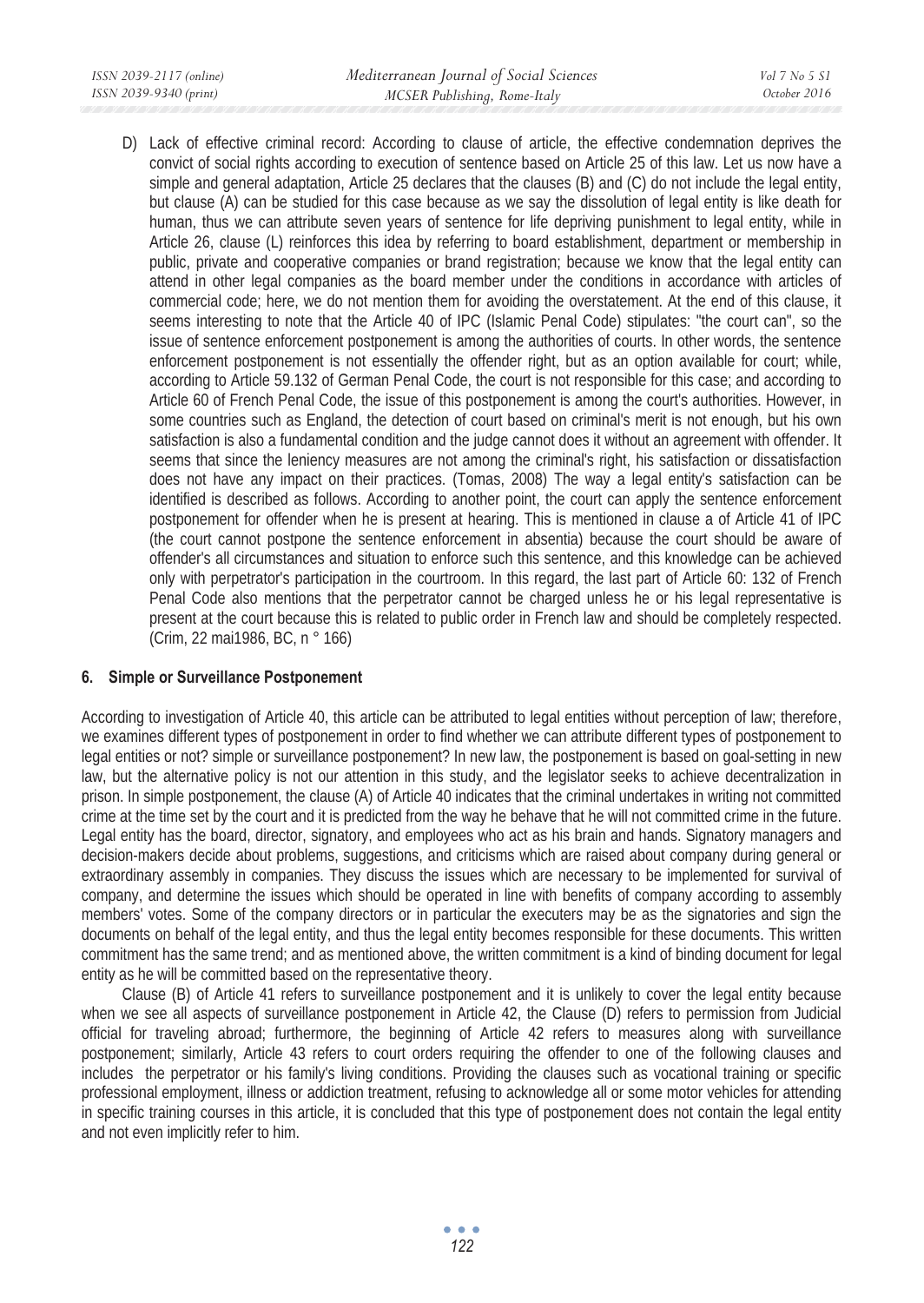D) Lack of effective criminal record: According to clause of article, the effective condemnation deprives the convict of social rights according to execution of sentence based on Article 25 of this law. Let us now have a simple and general adaptation, Article 25 declares that the clauses (B) and (C) do not include the legal entity, but clause (A) can be studied for this case because as we say the dissolution of legal entity is like death for human, thus we can attribute seven years of sentence for life depriving punishment to legal entity, while in Article 26, clause (L) reinforces this idea by referring to board establishment, department or membership in public, private and cooperative companies or brand registration; because we know that the legal entity can attend in other legal companies as the board member under the conditions in accordance with articles of commercial code; here, we do not mention them for avoiding the overstatement. At the end of this clause, it seems interesting to note that the Article 40 of IPC (Islamic Penal Code) stipulates: "the court can", so the issue of sentence enforcement postponement is among the authorities of courts. In other words, the sentence enforcement postponement is not essentially the offender right, but as an option available for court; while, according to Article 59.132 of German Penal Code, the court is not responsible for this case; and according to Article 60 of French Penal Code, the issue of this postponement is among the court's authorities. However, in some countries such as England, the detection of court based on criminal's merit is not enough, but his own satisfaction is also a fundamental condition and the judge cannot does it without an agreement with offender. It seems that since the leniency measures are not among the criminal's right, his satisfaction or dissatisfaction does not have any impact on their practices. (Tomas, 2008) The way a legal entity's satisfaction can be identified is described as follows. According to another point, the court can apply the sentence enforcement postponement for offender when he is present at hearing. This is mentioned in clause a of Article 41 of IPC (the court cannot postpone the sentence enforcement in absentia) because the court should be aware of offender's all circumstances and situation to enforce such this sentence, and this knowledge can be achieved only with perpetrator's participation in the courtroom. In this regard, the last part of Article 60: 132 of French Penal Code also mentions that the perpetrator cannot be charged unless he or his legal representative is present at the court because this is related to public order in French law and should be completely respected. (Crim, 22 mai1986, BC, n ° 166)

## 6. Simple or Surveillance Postponement

According to investigation of Article 40, this article can be attributed to legal entities without perception of law; therefore, we examines different types of postponement in order to find whether we can attribute different types of postponement to legal entities or not? simple or surveillance postponement? In new law, the postponement is based on goal-setting in new law, but the alternative policy is not our attention in this study, and the legislator seeks to achieve decentralization in prison. In simple postponement, the clause (A) of Article 40 indicates that the criminal undertakes in writing not committed crime at the time set by the court and it is predicted from the way he behave that he will not committed crime in the future. Legal entity has the board, director, signatory, and employees who act as his brain and hands. Signatory managers and decision-makers decide about problems, suggestions, and criticisms which are raised about company during general or extraordinary assembly in companies. They discuss the issues which are necessary to be implemented for survival of company, and determine the issues which should be operated in line with benefits of company according to assembly members' votes. Some of the company directors or in particular the executers may be as the signatories and sign the documents on behalf of the legal entity, and thus the legal entity becomes responsible for these documents. This written commitment has the same trend; and as mentioned above, the written commitment is a kind of binding document for legal entity as he will be committed based on the representative theory.

Clause (B) of Article 41 refers to surveillance postponement and it is unlikely to cover the legal entity because when we see all aspects of surveillance postponement in Article 42, the Clause (D) refers to permission from Judicial official for traveling abroad; furthermore, the beginning of Article 42 refers to measures along with surveillance postponement; similarly, Article 43 refers to court orders requiring the offender to one of the following clauses and includes the perpetrator or his family's living conditions. Providing the clauses such as vocational training or specific professional employment, illness or addiction treatment, refusing to acknowledge all or some motor vehicles for attending in specific training courses in this article, it is concluded that this type of postponement does not contain the legal entity and not even implicitly refer to him.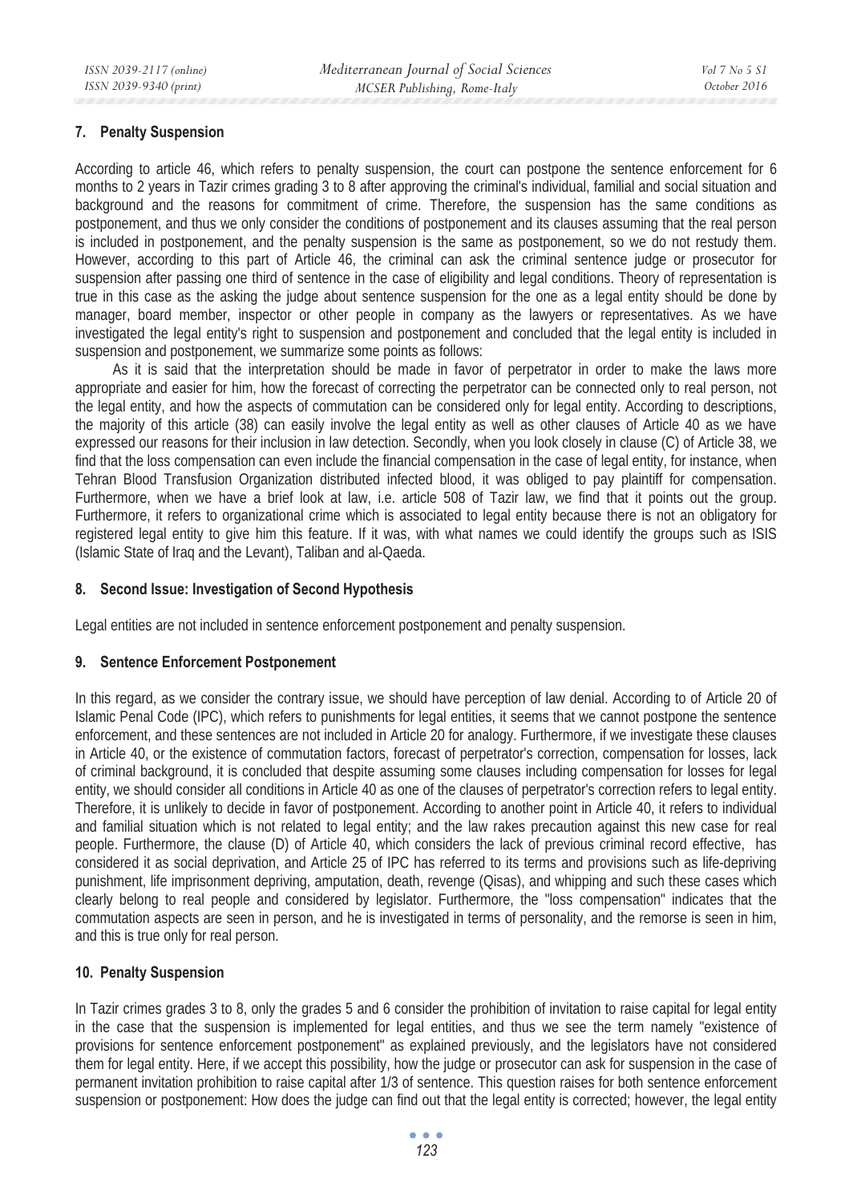## 7. Penalty Suspension

According to article 46, which refers to penalty suspension, the court can postpone the sentence enforcement for 6 months to 2 years in Tazir crimes grading 3 to 8 after approving the criminal's individual, familial and social situation and background and the reasons for commitment of crime. Therefore, the suspension has the same conditions as postponement, and thus we only consider the conditions of postponement and its clauses assuming that the real person is included in postponement, and the penalty suspension is the same as postponement, so we do not restudy them. However, according to this part of Article 46, the criminal can ask the criminal sentence judge or prosecutor for suspension after passing one third of sentence in the case of eligibility and legal conditions. Theory of representation is true in this case as the asking the judge about sentence suspension for the one as a legal entity should be done by manager, board member, inspector or other people in company as the lawyers or representatives. As we have investigated the legal entity's right to suspension and postponement and concluded that the legal entity is included in suspension and postponement, we summarize some points as follows:

As it is said that the interpretation should be made in favor of perpetrator in order to make the laws more appropriate and easier for him, how the forecast of correcting the perpetrator can be connected only to real person, not the legal entity, and how the aspects of commutation can be considered only for legal entity. According to descriptions, the majority of this article (38) can easily involve the legal entity as well as other clauses of Article 40 as we have expressed our reasons for their inclusion in law detection. Secondly, when you look closely in clause (C) of Article 38, we find that the loss compensation can even include the financial compensation in the case of legal entity, for instance, when Tehran Blood Transfusion Organization distributed infected blood, it was obliged to pay plaintiff for compensation. Furthermore, when we have a brief look at law, i.e. article 508 of Tazir law, we find that it points out the group. Furthermore, it refers to organizational crime which is associated to legal entity because there is not an obligatory for registered legal entity to give him this feature. If it was, with what names we could identify the groups such as ISIS (Islamic State of Iraq and the Levant), Taliban and al-Qaeda.

## 8. Second Issue: Investigation of Second Hypothesis

Legal entities are not included in sentence enforcement postponement and penalty suspension.

## 9. Sentence Enforcement Postponement

In this regard, as we consider the contrary issue, we should have perception of law denial. According to of Article 20 of Islamic Penal Code (IPC), which refers to punishments for legal entities, it seems that we cannot postpone the sentence enforcement, and these sentences are not included in Article 20 for analogy. Furthermore, if we investigate these clauses in Article 40, or the existence of commutation factors, forecast of perpetrator's correction, compensation for losses, lack of criminal background, it is concluded that despite assuming some clauses including compensation for losses for legal entity, we should consider all conditions in Article 40 as one of the clauses of perpetrator's correction refers to legal entity. Therefore, it is unlikely to decide in favor of postponement. According to another point in Article 40, it refers to individual and familial situation which is not related to legal entity; and the law rakes precaution against this new case for real people. Furthermore, the clause (D) of Article 40, which considers the lack of previous criminal record effective, has considered it as social deprivation, and Article 25 of IPC has referred to its terms and provisions such as life-depriving punishment, life imprisonment depriving, amputation, death, revenge (Qisas), and whipping and such these cases which clearly belong to real people and considered by legislator. Furthermore, the "loss compensation" indicates that the commutation aspects are seen in person, and he is investigated in terms of personality, and the remorse is seen in him, and this is true only for real person.

## 10. Penalty Suspension

In Tazir crimes grades 3 to 8, only the grades 5 and 6 consider the prohibition of invitation to raise capital for legal entity in the case that the suspension is implemented for legal entities, and thus we see the term namely "existence of provisions for sentence enforcement postponement" as explained previously, and the legislators have not considered them for legal entity. Here, if we accept this possibility, how the judge or prosecutor can ask for suspension in the case of permanent invitation prohibition to raise capital after 1/3 of sentence. This question raises for both sentence enforcement suspension or postponement: How does the judge can find out that the legal entity is corrected; however, the legal entity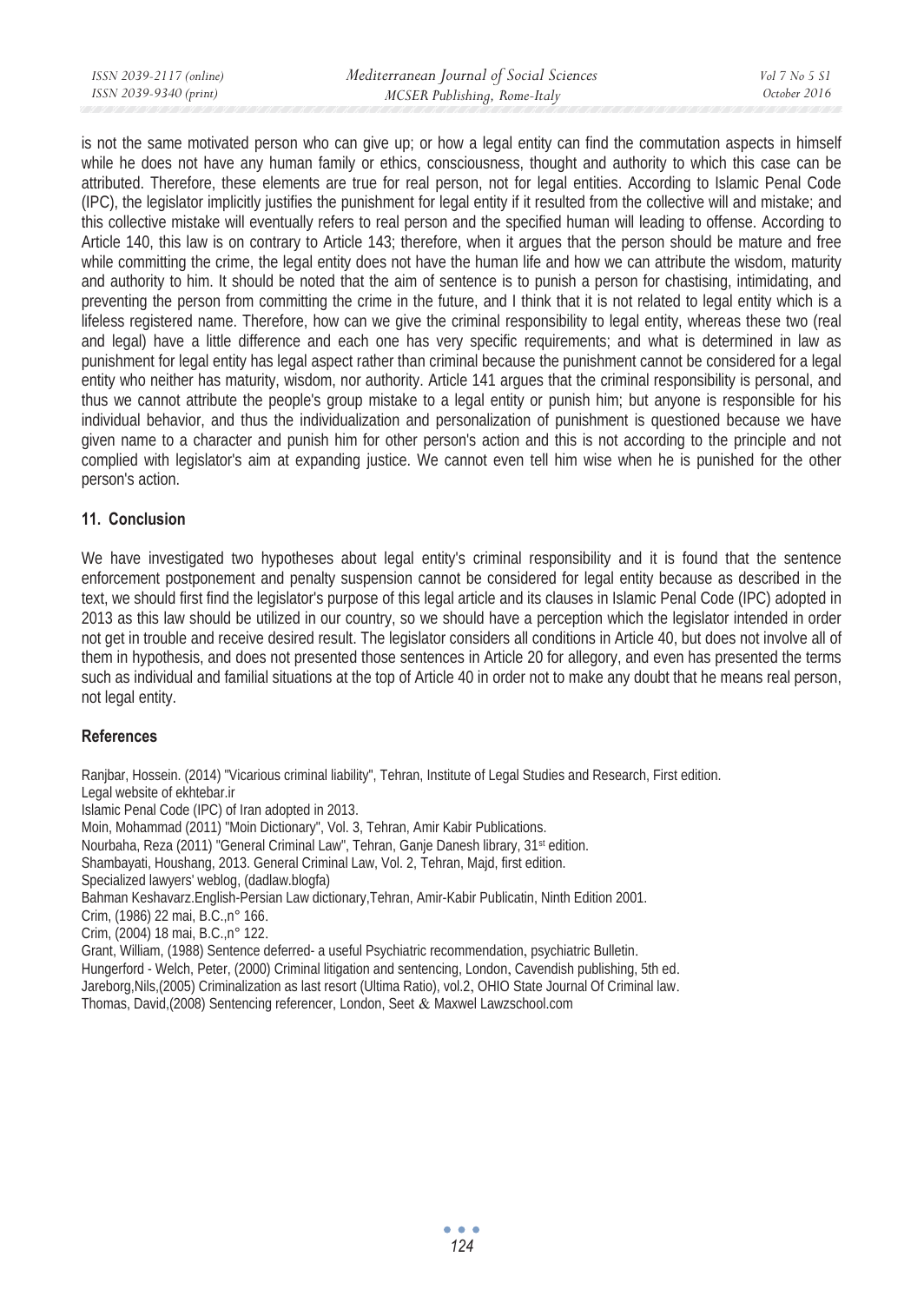is not the same motivated person who can give up; or how a legal entity can find the commutation aspects in himself while he does not have any human family or ethics, consciousness, thought and authority to which this case can be attributed. Therefore, these elements are true for real person, not for legal entities. According to Islamic Penal Code (IPC), the legislator implicitly justifies the punishment for legal entity if it resulted from the collective will and mistake; and this collective mistake will eventually refers to real person and the specified human will leading to offense. According to Article 140, this law is on contrary to Article 143; therefore, when it argues that the person should be mature and free while committing the crime, the legal entity does not have the human life and how we can attribute the wisdom, maturity and authority to him. It should be noted that the aim of sentence is to punish a person for chastising, intimidating, and preventing the person from committing the crime in the future, and I think that it is not related to legal entity which is a lifeless registered name. Therefore, how can we give the criminal responsibility to legal entity, whereas these two (real and legal) have a little difference and each one has very specific requirements; and what is determined in law as punishment for legal entity has legal aspect rather than criminal because the punishment cannot be considered for a legal entity who neither has maturity, wisdom, nor authority. Article 141 argues that the criminal responsibility is personal, and thus we cannot attribute the people's group mistake to a legal entity or punish him; but anyone is responsible for his individual behavior, and thus the individualization and personalization of punishment is questioned because we have given name to a character and punish him for other person's action and this is not according to the principle and not complied with legislator's aim at expanding justice. We cannot even tell him wise when he is punished for the other person's action.

## 11. Conclusion

We have investigated two hypotheses about legal entity's criminal responsibility and it is found that the sentence enforcement postponement and penalty suspension cannot be considered for legal entity because as described in the text, we should first find the legislator's purpose of this legal article and its clauses in Islamic Penal Code (IPC) adopted in 2013 as this law should be utilized in our country, so we should have a perception which the legislator intended in order not get in trouble and receive desired result. The legislator considers all conditions in Article 40, but does not involve all of them in hypothesis, and does not presented those sentences in Article 20 for allegory, and even has presented the terms such as individual and familial situations at the top of Article 40 in order not to make any doubt that he means real person, not legal entity.

## References

Ranjbar, Hossein. (2014) "Vicarious criminal liability", Tehran, Institute of Legal Studies and Research, First edition.
Legal website of ekhtebar.ir
Islamic Penal Code (IPC) of Iran adopted in 2013.
Moin, Mohammad (2011) "Moin Dictionary", Vol. 3, Tehran, Amir Kabir Publications.
Nourbaha, Reza (2011) "General Criminal Law", Tehran, Ganje Danesh library, 31st edition.
Shambayati, Houshang, 2013. General Criminal Law, Vol. 2, Tehran, Majd, first edition.
Specialized lawyers' weblog, (dadlaw.blogfa)
Bahman Keshavarz.English-Persian Law dictionary,Tehran, Amir-Kabir Publicatin, Ninth Edition 2001.
Crim, (1986) 22 mai, B.C.,n° 166.
Crim, (2004) 18 mai, B.C.,n° 122.
Grant, William, (1988) Sentence deferred- a useful Psychiatric recommendation, psychiatric Bulletin.
Hungerford - Welch, Peter, (2000) Criminal litigation and sentencing, London, Cavendish publishing, 5th ed.
Jareborg,Nils,(2005) Criminalization as last resort (Ultima Ratio), vol.2, OHIO State Journal Of Criminal law.
Thomas, David,(2008) Sentencing referencer, London, Seet & Maxwel Lawzschool.com